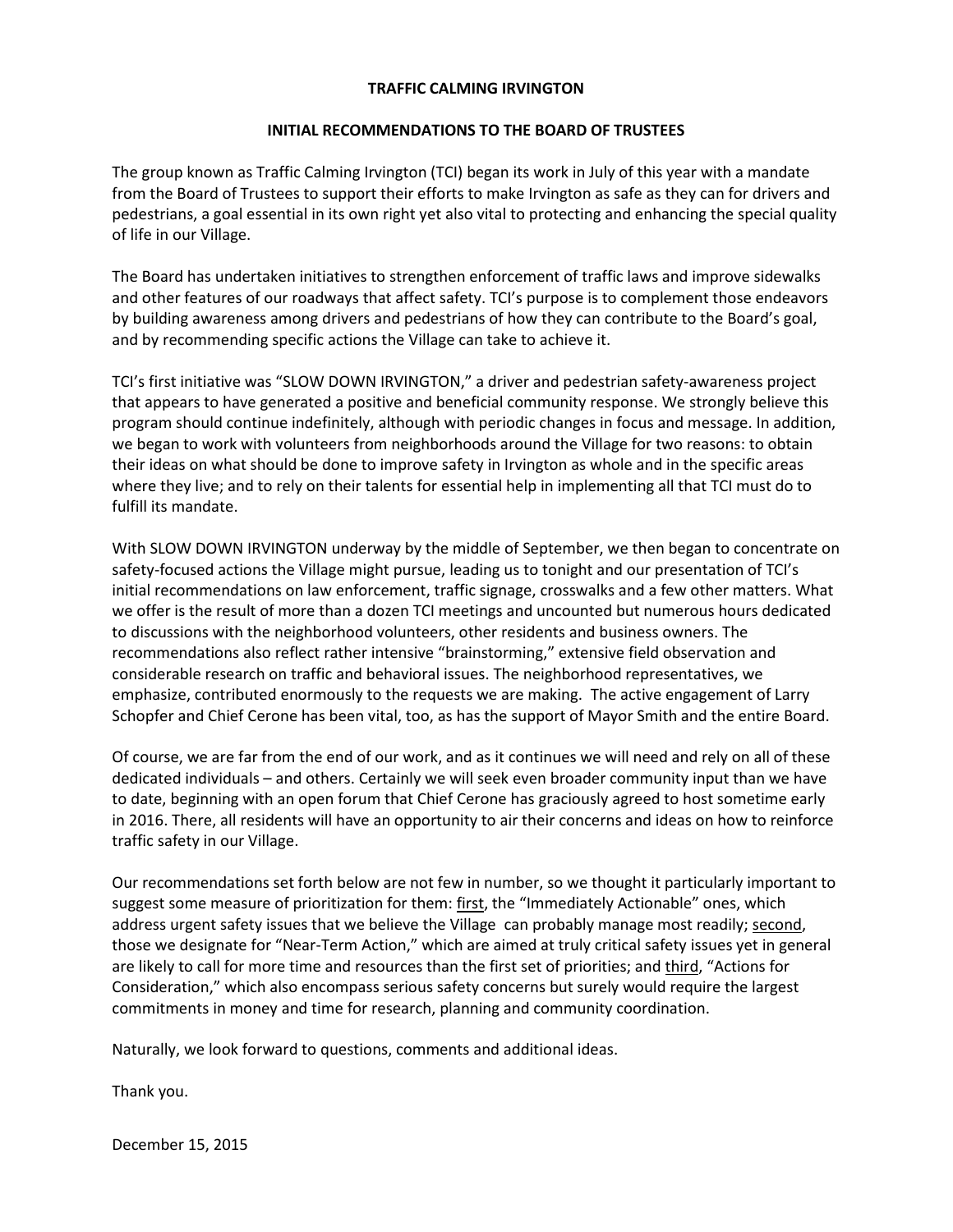# TRAFFIC CALMING IRVINGTON

## INITIAL RECOMMENDATIONS TO THE BOARD OF TRUSTEES

The group known as Traffic Calming Irvington (TCI) began its work in July of this year with a mandate from the Board of Trustees to support their efforts to make Irvington as safe as they can for drivers and pedestrians, a goal essential in its own right yet also vital to protecting and enhancing the special quality of life in our Village.

The Board has undertaken initiatives to strengthen enforcement of traffic laws and improve sidewalks and other features of our roadways that affect safety. TCI's purpose is to complement those endeavors by building awareness among drivers and pedestrians of how they can contribute to the Board's goal, and by recommending specific actions the Village can take to achieve it.

TCI's first initiative was "SLOW DOWN IRVINGTON," a driver and pedestrian safety-awareness project that appears to have generated a positive and beneficial community response. We strongly believe this program should continue indefinitely, although with periodic changes in focus and message. In addition, we began to work with volunteers from neighborhoods around the Village for two reasons: to obtain their ideas on what should be done to improve safety in Irvington as whole and in the specific areas where they live; and to rely on their talents for essential help in implementing all that TCI must do to fulfill its mandate.

With SLOW DOWN IRVINGTON underway by the middle of September, we then began to concentrate on safety-focused actions the Village might pursue, leading us to tonight and our presentation of TCI's initial recommendations on law enforcement, traffic signage, crosswalks and a few other matters. What we offer is the result of more than a dozen TCI meetings and uncounted but numerous hours dedicated to discussions with the neighborhood volunteers, other residents and business owners. The recommendations also reflect rather intensive "brainstorming," extensive field observation and considerable research on traffic and behavioral issues. The neighborhood representatives, we emphasize, contributed enormously to the requests we are making. The active engagement of Larry Schopfer and Chief Cerone has been vital, too, as has the support of Mayor Smith and the entire Board.

Of course, we are far from the end of our work, and as it continues we will need and rely on all of these dedicated individuals – and others. Certainly we will seek even broader community input than we have to date, beginning with an open forum that Chief Cerone has graciously agreed to host sometime early in 2016. There, all residents will have an opportunity to air their concerns and ideas on how to reinforce traffic safety in our Village.

Our recommendations set forth below are not few in number, so we thought it particularly important to suggest some measure of prioritization for them: first, the "Immediately Actionable" ones, which address urgent safety issues that we believe the Village can probably manage most readily; second, those we designate for "Near-Term Action," which are aimed at truly critical safety issues yet in general are likely to call for more time and resources than the first set of priorities; and third, "Actions for Consideration," which also encompass serious safety concerns but surely would require the largest commitments in money and time for research, planning and community coordination.

Naturally, we look forward to questions, comments and additional ideas.

Thank you.

December 15, 2015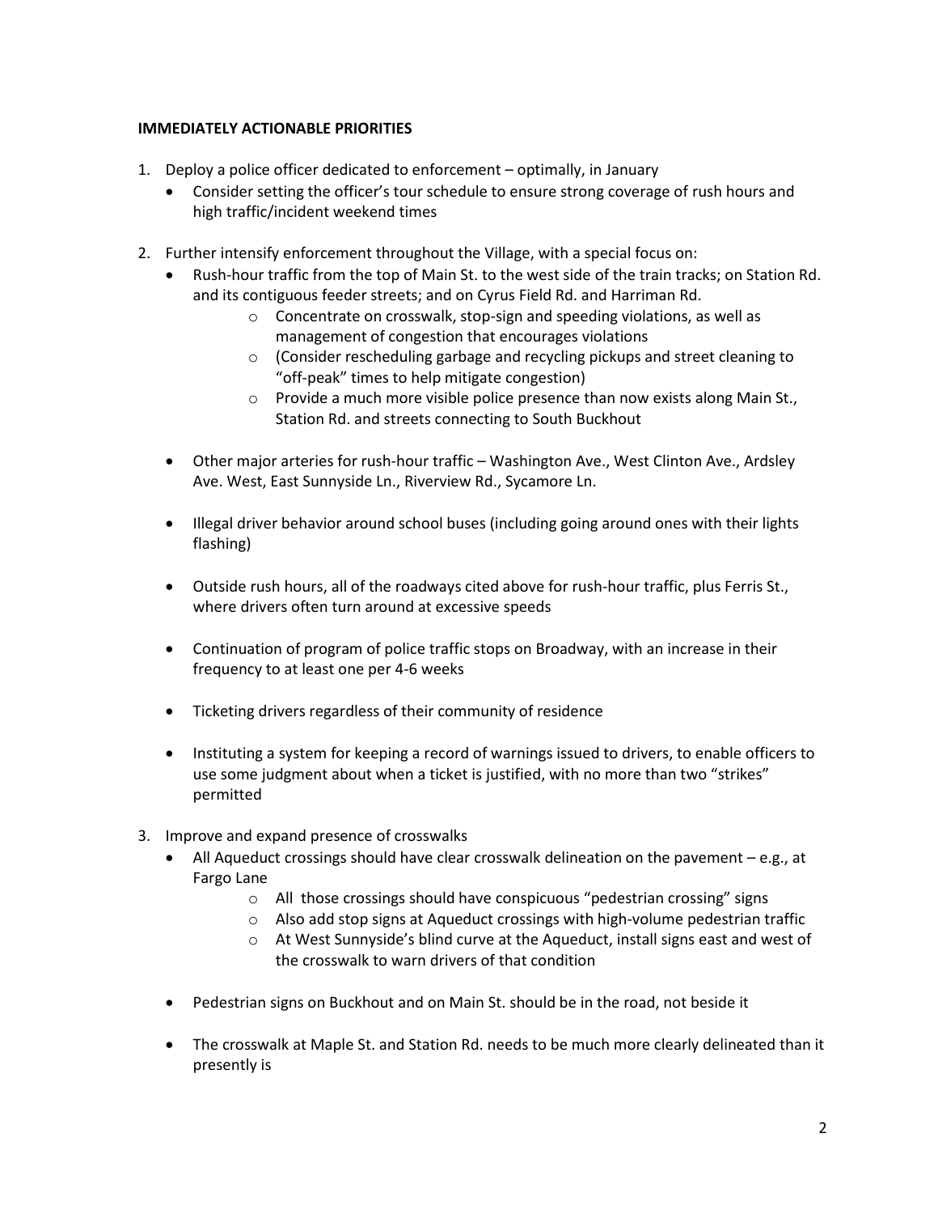**IMMEDIATELY ACTIONABLE PRIORITIES**

1. Deploy a police officer dedicated to enforcement – optimally, in January
   - Consider setting the officer's tour schedule to ensure strong coverage of rush hours and high traffic/incident weekend times

2. Further intensify enforcement throughout the Village, with a special focus on:
   - Rush-hour traffic from the top of Main St. to the west side of the train tracks; on Station Rd. and its contiguous feeder streets; and on Cyrus Field Rd. and Harriman Rd.
     - Concentrate on crosswalk, stop-sign and speeding violations, as well as management of congestion that encourages violations
     - (Consider rescheduling garbage and recycling pickups and street cleaning to "off-peak" times to help mitigate congestion)
     - Provide a much more visible police presence than now exists along Main St., Station Rd. and streets connecting to South Buckhout

   - Other major arteries for rush-hour traffic – Washington Ave., West Clinton Ave., Ardsley Ave. West, East Sunnyside Ln., Riverview Rd., Sycamore Ln.

   - Illegal driver behavior around school buses (including going around ones with their lights flashing)

   - Outside rush hours, all of the roadways cited above for rush-hour traffic, plus Ferris St., where drivers often turn around at excessive speeds

   - Continuation of program of police traffic stops on Broadway, with an increase in their frequency to at least one per 4-6 weeks

   - Ticketing drivers regardless of their community of residence

   - Instituting a system for keeping a record of warnings issued to drivers, to enable officers to use some judgment about when a ticket is justified, with no more than two "strikes" permitted

3. Improve and expand presence of crosswalks
   - All Aqueduct crossings should have clear crosswalk delineation on the pavement – e.g., at Fargo Lane
     - All those crossings should have conspicuous "pedestrian crossing" signs
     - Also add stop signs at Aqueduct crossings with high-volume pedestrian traffic
     - At West Sunnyside's blind curve at the Aqueduct, install signs east and west of the crosswalk to warn drivers of that condition

   - Pedestrian signs on Buckhout and on Main St. should be in the road, not beside it

   - The crosswalk at Maple St. and Station Rd. needs to be much more clearly delineated than it presently is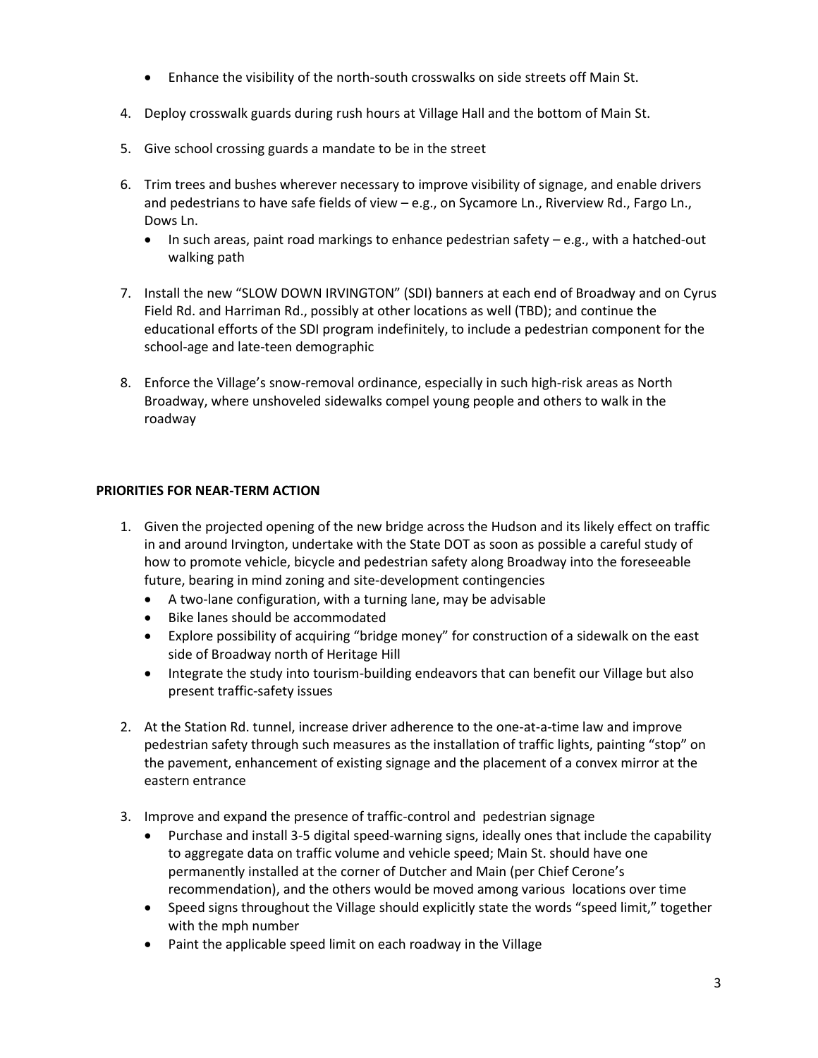- Enhance the visibility of the north-south crosswalks on side streets off Main St.

4. Deploy crosswalk guards during rush hours at Village Hall and the bottom of Main St.

5. Give school crossing guards a mandate to be in the street

6. Trim trees and bushes wherever necessary to improve visibility of signage, and enable drivers and pedestrians to have safe fields of view – e.g., on Sycamore Ln., Riverview Rd., Fargo Ln., Dows Ln.
   - In such areas, paint road markings to enhance pedestrian safety – e.g., with a hatched-out walking path

7. Install the new "SLOW DOWN IRVINGTON" (SDI) banners at each end of Broadway and on Cyrus Field Rd. and Harriman Rd., possibly at other locations as well (TBD); and continue the educational efforts of the SDI program indefinitely, to include a pedestrian component for the school-age and late-teen demographic

8. Enforce the Village's snow-removal ordinance, especially in such high-risk areas as North Broadway, where unshoveled sidewalks compel young people and others to walk in the roadway

**PRIORITIES FOR NEAR-TERM ACTION**

1. Given the projected opening of the new bridge across the Hudson and its likely effect on traffic in and around Irvington, undertake with the State DOT as soon as possible a careful study of how to promote vehicle, bicycle and pedestrian safety along Broadway into the foreseeable future, bearing in mind zoning and site-development contingencies
   - A two-lane configuration, with a turning lane, may be advisable
   - Bike lanes should be accommodated
   - Explore possibility of acquiring "bridge money" for construction of a sidewalk on the east side of Broadway north of Heritage Hill
   - Integrate the study into tourism-building endeavors that can benefit our Village but also present traffic-safety issues

2. At the Station Rd. tunnel, increase driver adherence to the one-at-a-time law and improve pedestrian safety through such measures as the installation of traffic lights, painting "stop" on the pavement, enhancement of existing signage and the placement of a convex mirror at the eastern entrance

3. Improve and expand the presence of traffic-control and pedestrian signage
   - Purchase and install 3-5 digital speed-warning signs, ideally ones that include the capability to aggregate data on traffic volume and vehicle speed; Main St. should have one permanently installed at the corner of Dutcher and Main (per Chief Cerone's recommendation), and the others would be moved among various locations over time
   - Speed signs throughout the Village should explicitly state the words "speed limit," together with the mph number
   - Paint the applicable speed limit on each roadway in the Village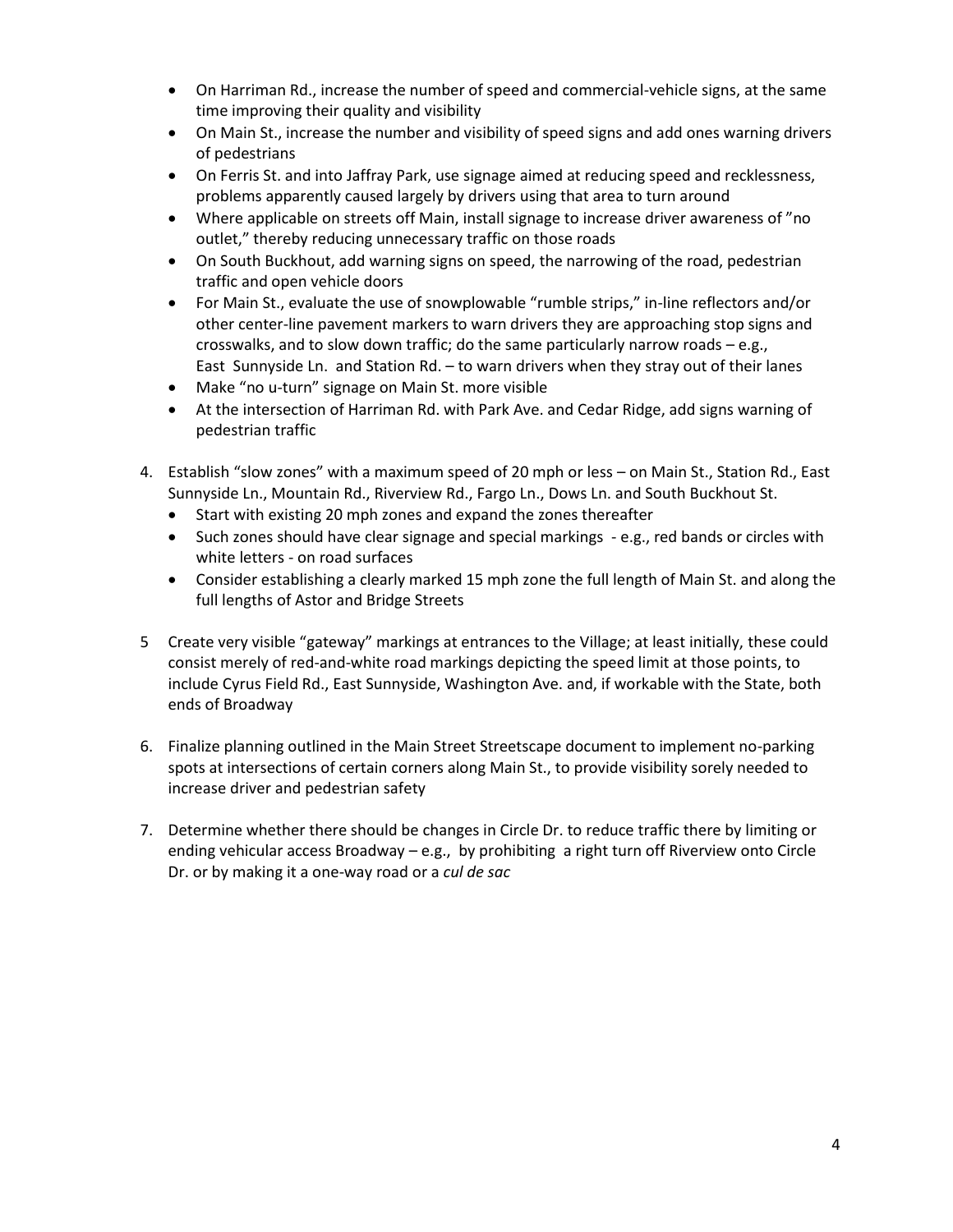- On Harriman Rd., increase the number of speed and commercial-vehicle signs, at the same time improving their quality and visibility
- On Main St., increase the number and visibility of speed signs and add ones warning drivers of pedestrians
- On Ferris St. and into Jaffray Park, use signage aimed at reducing speed and recklessness, problems apparently caused largely by drivers using that area to turn around
- Where applicable on streets off Main, install signage to increase driver awareness of "no outlet," thereby reducing unnecessary traffic on those roads
- On South Buckhout, add warning signs on speed, the narrowing of the road, pedestrian traffic and open vehicle doors
- For Main St., evaluate the use of snowplowable "rumble strips," in-line reflectors and/or other center-line pavement markers to warn drivers they are approaching stop signs and crosswalks, and to slow down traffic; do the same particularly narrow roads – e.g., East Sunnyside Ln. and Station Rd. – to warn drivers when they stray out of their lanes
- Make "no u-turn" signage on Main St. more visible
- At the intersection of Harriman Rd. with Park Ave. and Cedar Ridge, add signs warning of pedestrian traffic

4. Establish "slow zones" with a maximum speed of 20 mph or less – on Main St., Station Rd., East Sunnyside Ln., Mountain Rd., Riverview Rd., Fargo Ln., Dows Ln. and South Buckhout St.
   - Start with existing 20 mph zones and expand the zones thereafter
   - Such zones should have clear signage and special markings - e.g., red bands or circles with white letters - on road surfaces
   - Consider establishing a clearly marked 15 mph zone the full length of Main St. and along the full lengths of Astor and Bridge Streets

5 Create very visible "gateway" markings at entrances to the Village; at least initially, these could consist merely of red-and-white road markings depicting the speed limit at those points, to include Cyrus Field Rd., East Sunnyside, Washington Ave. and, if workable with the State, both ends of Broadway

6. Finalize planning outlined in the Main Street Streetscape document to implement no-parking spots at intersections of certain corners along Main St., to provide visibility sorely needed to increase driver and pedestrian safety

7. Determine whether there should be changes in Circle Dr. to reduce traffic there by limiting or ending vehicular access Broadway – e.g., by prohibiting a right turn off Riverview onto Circle Dr. or by making it a one-way road or a *cul de sac*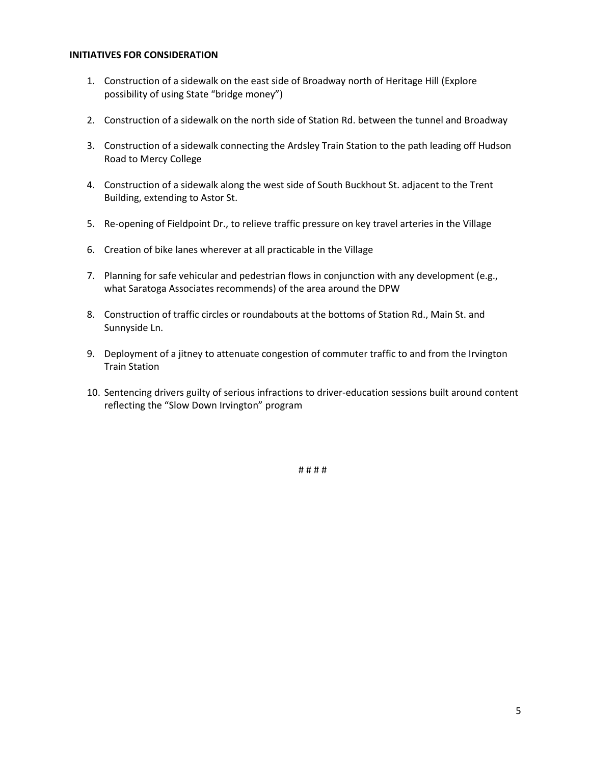**INITIATIVES FOR CONSIDERATION**

1. Construction of a sidewalk on the east side of Broadway north of Heritage Hill (Explore possibility of using State "bridge money")

2. Construction of a sidewalk on the north side of Station Rd. between the tunnel and Broadway

3. Construction of a sidewalk connecting the Ardsley Train Station to the path leading off Hudson Road to Mercy College

4. Construction of a sidewalk along the west side of South Buckhout St. adjacent to the Trent Building, extending to Astor St.

5. Re-opening of Fieldpoint Dr., to relieve traffic pressure on key travel arteries in the Village

6. Creation of bike lanes wherever at all practicable in the Village

7. Planning for safe vehicular and pedestrian flows in conjunction with any development (e.g., what Saratoga Associates recommends) of the area around the DPW

8. Construction of traffic circles or roundabouts at the bottoms of Station Rd., Main St. and Sunnyside Ln.

9. Deployment of a jitney to attenuate congestion of commuter traffic to and from the Irvington Train Station

10. Sentencing drivers guilty of serious infractions to driver-education sessions built around content reflecting the "Slow Down Irvington" program

# # # #